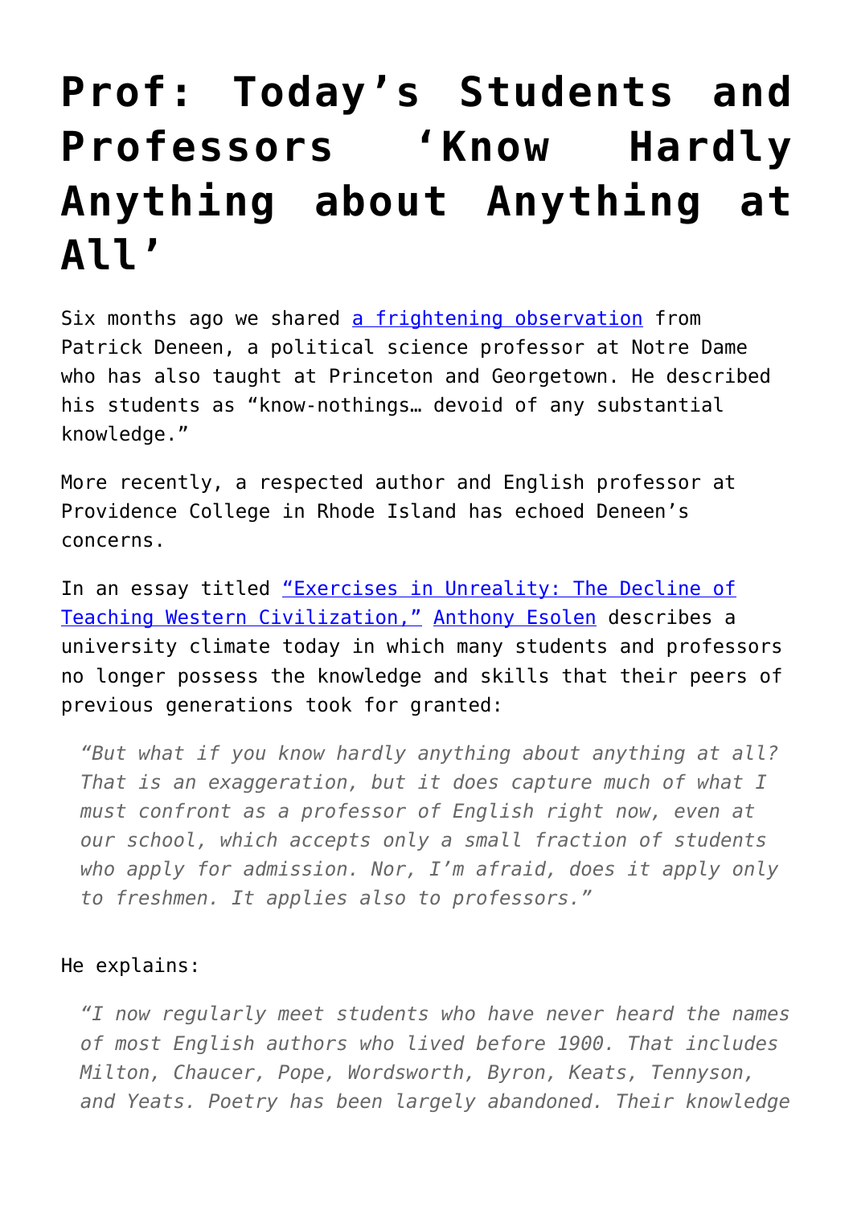# Prof: Today's Students and Professors 'Know Hardly Anything about Anything at All'

Six months ago we shared [a frightening observation](#) from Patrick Deneen, a political science professor at Notre Dame who has also taught at Princeton and Georgetown. He described his students as "know-nothings… devoid of any substantial knowledge."

More recently, a respected author and English professor at Providence College in Rhode Island has echoed Deneen's concerns.

In an essay titled ["Exercises in Unreality: The Decline of Teaching Western Civilization,"](#) [Anthony Esolen](#) describes a university climate today in which many students and professors no longer possess the knowledge and skills that their peers of previous generations took for granted:

> *"But what if you know hardly anything about anything at all? That is an exaggeration, but it does capture much of what I must confront as a professor of English right now, even at our school, which accepts only a small fraction of students who apply for admission. Nor, I'm afraid, does it apply only to freshmen. It applies also to professors."*

He explains:

> *"I now regularly meet students who have never heard the names of most English authors who lived before 1900. That includes Milton, Chaucer, Pope, Wordsworth, Byron, Keats, Tennyson, and Yeats. Poetry has been largely abandoned. Their knowledge*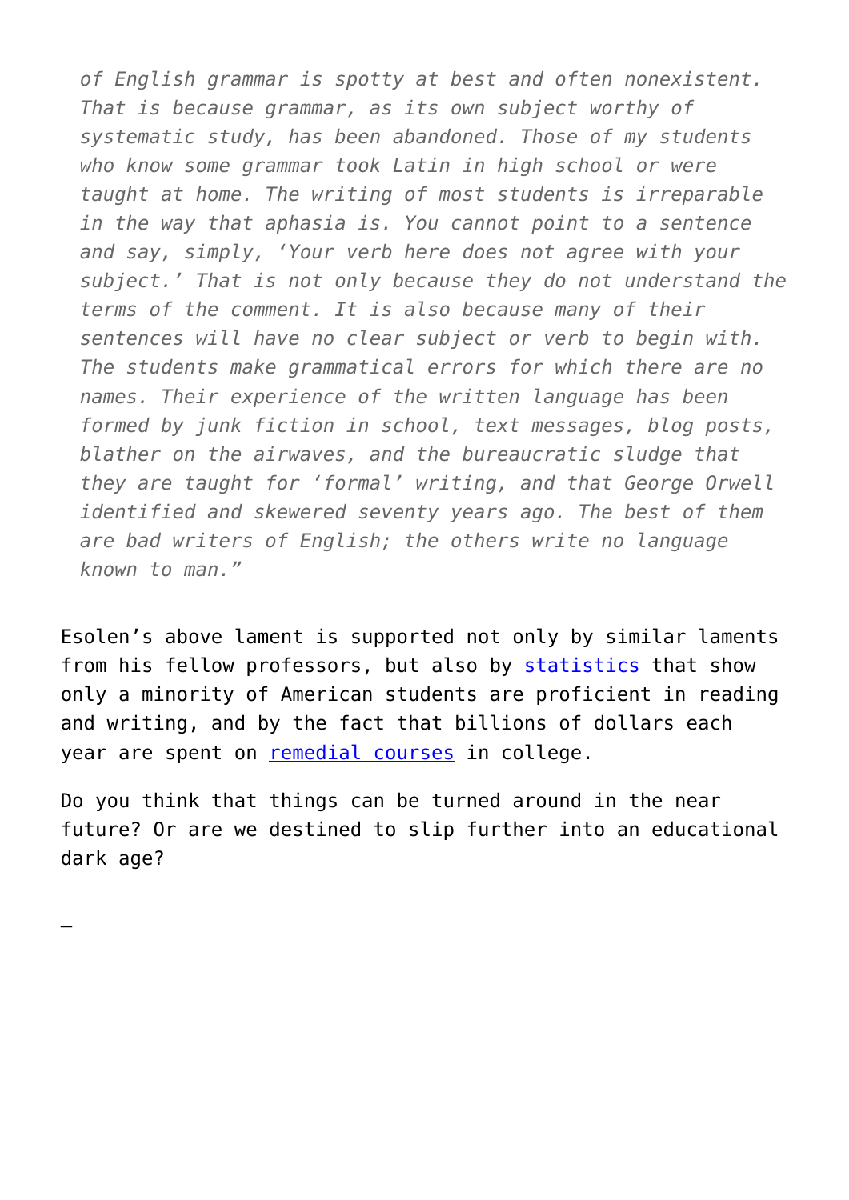> *of English grammar is spotty at best and often nonexistent. That is because grammar, as its own subject worthy of systematic study, has been abandoned. Those of my students who know some grammar took Latin in high school or were taught at home. The writing of most students is irreparable in the way that aphasia is. You cannot point to a sentence and say, simply, 'Your verb here does not agree with your subject.' That is not only because they do not understand the terms of the comment. It is also because many of their sentences will have no clear subject or verb to begin with. The students make grammatical errors for which there are no names. Their experience of the written language has been formed by junk fiction in school, text messages, blog posts, blather on the airwaves, and the bureaucratic sludge that they are taught for 'formal' writing, and that George Orwell identified and skewered seventy years ago. The best of them are bad writers of English; the others write no language known to man."*

Esolen's above lament is supported not only by similar laments from his fellow professors, but also by statistics that show only a minority of American students are proficient in reading and writing, and by the fact that billions of dollars each year are spent on remedial courses in college.

Do you think that things can be turned around in the near future? Or are we destined to slip further into an educational dark age?

—